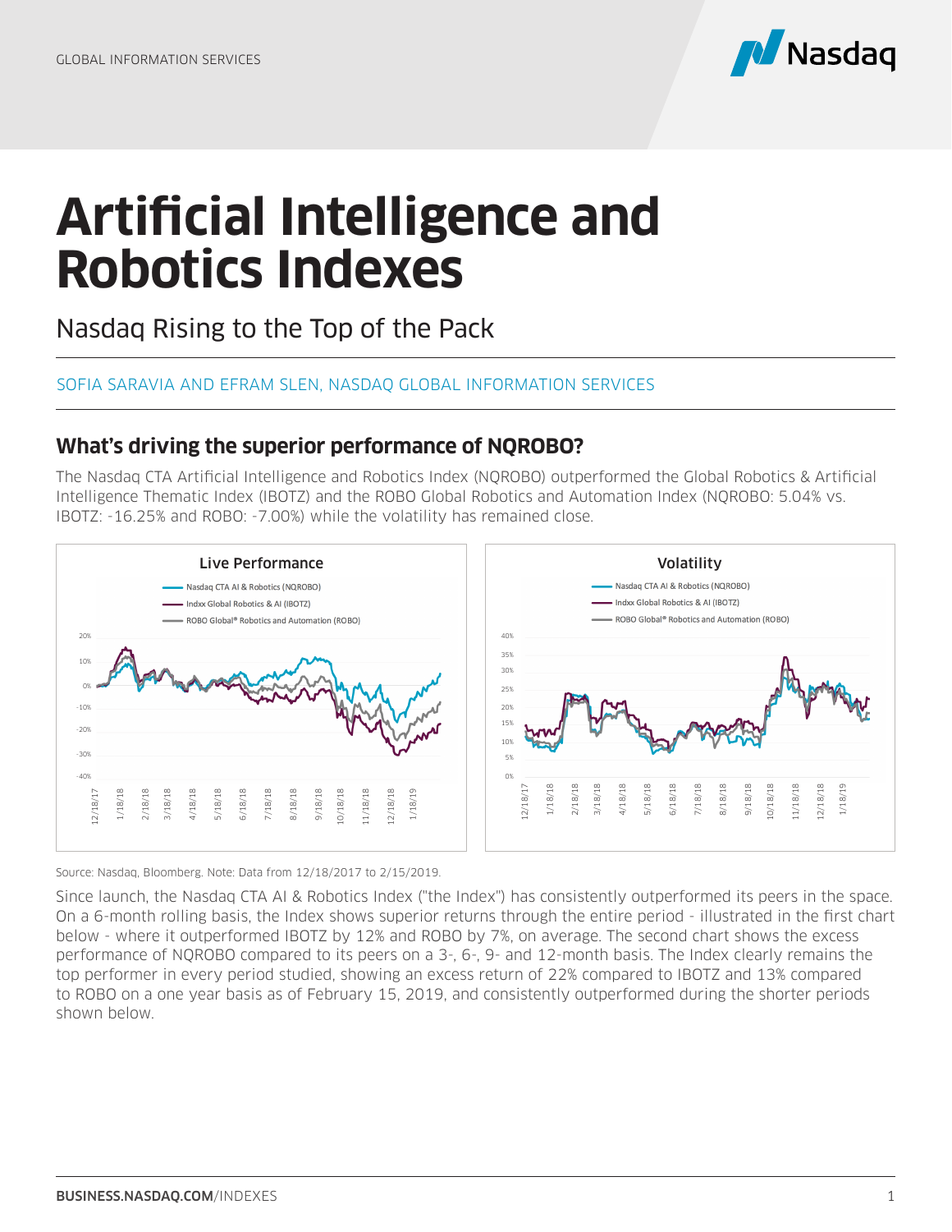GLOBAL INFORMATION SERVICES

# Artificial Intelligence and Robotics Indexes

## Nasdaq Rising to the Top of the Pack

SOFIA SARAVIA AND EFRAM SLEN, NASDAQ GLOBAL INFORMATION SERVICES

### What's driving the superior performance of NQROBO?

The Nasdaq CTA Artificial Intelligence and Robotics Index (NQROBO) outperformed the Global Robotics & Artificial Intelligence Thematic Index (IBOTZ) and the ROBO Global Robotics and Automation Index (NQROBO: 5.04% vs. IBOTZ: -16.25% and ROBO: -7.00%) while the volatility has remained close.

Source: Nasdaq, Bloomberg. Note: Data from 12/18/2017 to 2/15/2019.

Since launch, the Nasdaq CTA AI & Robotics Index ("the Index") has consistently outperformed its peers in the space. On a 6-month rolling basis, the Index shows superior returns through the entire period - illustrated in the first chart below - where it outperformed IBOTZ by 12% and ROBO by 7%, on average. The second chart shows the excess performance of NQROBO compared to its peers on a 3-, 6-, 9- and 12-month basis. The Index clearly remains the top performer in every period studied, showing an excess return of 22% compared to IBOTZ and 13% compared to ROBO on a one year basis as of February 15, 2019, and consistently outperformed during the shorter periods shown below.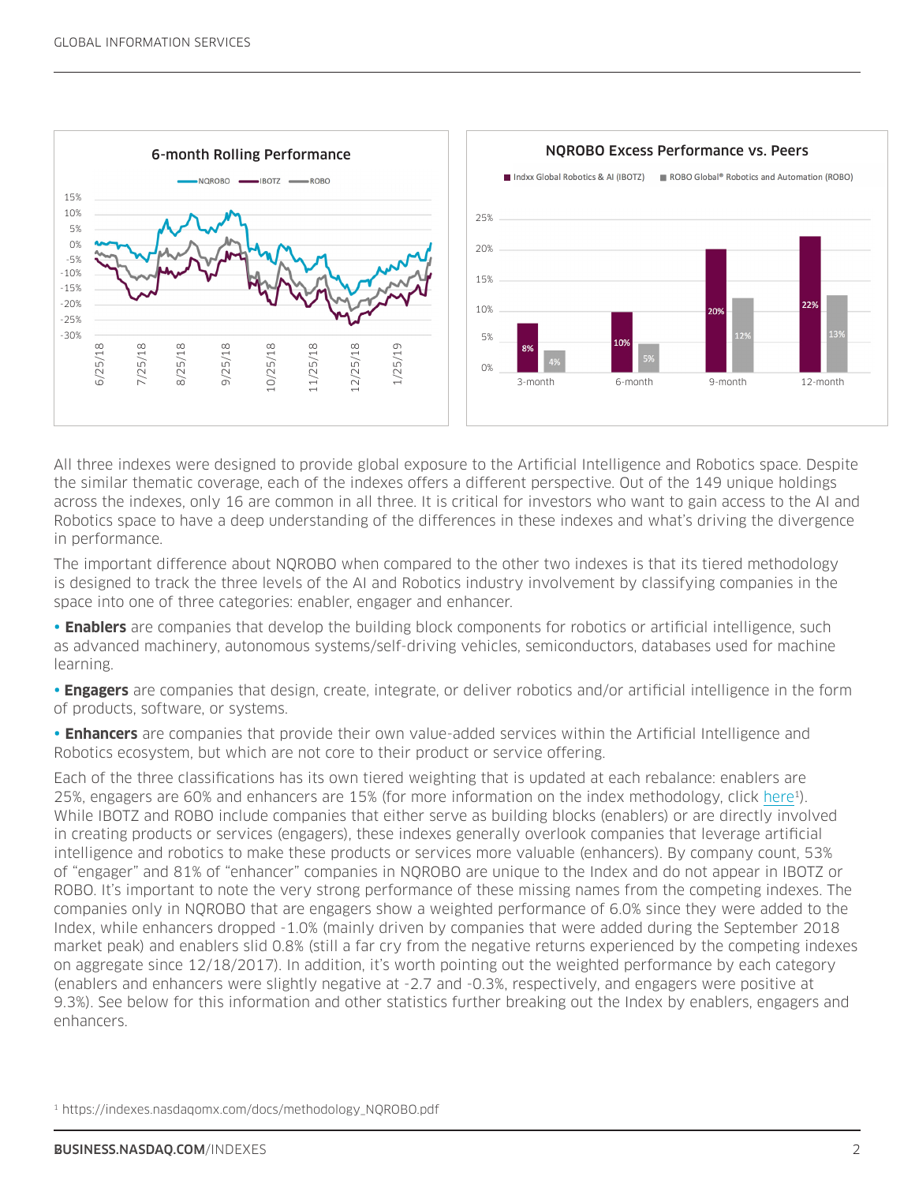**6-month Rolling Performance**

**NQROBO Excess Performance vs. Peers**

| | Indxx Global Robotics & AI (IBOTZ) | ROBO Global® Robotics and Automation (ROBO) |
|---|---|---|
| 3-month | 8% | 4% |
| 6-month | 10% | 5% |
| 9-month | 20% | 12% |
| 12-month | 22% | 13% |

All three indexes were designed to provide global exposure to the Artificial Intelligence and Robotics space. Despite the similar thematic coverage, each of the indexes offers a different perspective. Out of the 149 unique holdings across the indexes, only 16 are common in all three. It is critical for investors who want to gain access to the AI and Robotics space to have a deep understanding of the differences in these indexes and what's driving the divergence in performance.

The important difference about NQROBO when compared to the other two indexes is that its tiered methodology is designed to track the three levels of the AI and Robotics industry involvement by classifying companies in the space into one of three categories: enabler, engager and enhancer.

- **Enablers** are companies that develop the building block components for robotics or artificial intelligence, such as advanced machinery, autonomous systems/self-driving vehicles, semiconductors, databases used for machine learning.
- **Engagers** are companies that design, create, integrate, or deliver robotics and/or artificial intelligence in the form of products, software, or systems.
- **Enhancers** are companies that provide their own value-added services within the Artificial Intelligence and Robotics ecosystem, but which are not core to their product or service offering.

Each of the three classifications has its own tiered weighting that is updated at each rebalance: enablers are 25%, engagers are 60% and enhancers are 15% (for more information on the index methodology, click here[1]). While IBOTZ and ROBO include companies that either serve as building blocks (enablers) or are directly involved in creating products or services (engagers), these indexes generally overlook companies that leverage artificial intelligence and robotics to make these products or services more valuable (enhancers). By company count, 53% of "engager" and 81% of "enhancer" companies in NQROBO are unique to the Index and do not appear in IBOTZ or ROBO. It's important to note the very strong performance of these missing names from the competing indexes. The companies only in NQROBO that are engagers show a weighted performance of 6.0% since they were added to the Index, while enhancers dropped -1.0% (mainly driven by companies that were added during the September 2018 market peak) and enablers slid 0.8% (still a far cry from the negative returns experienced by the competing indexes on aggregate since 12/18/2017). In addition, it's worth pointing out the weighted performance by each category (enablers and enhancers were slightly negative at -2.7 and -0.3%, respectively, and engagers were positive at 9.3%). See below for this information and other statistics further breaking out the Index by enablers, engagers and enhancers.

[1] https://indexes.nasdaqomx.com/docs/methodology_NQROBO.pdf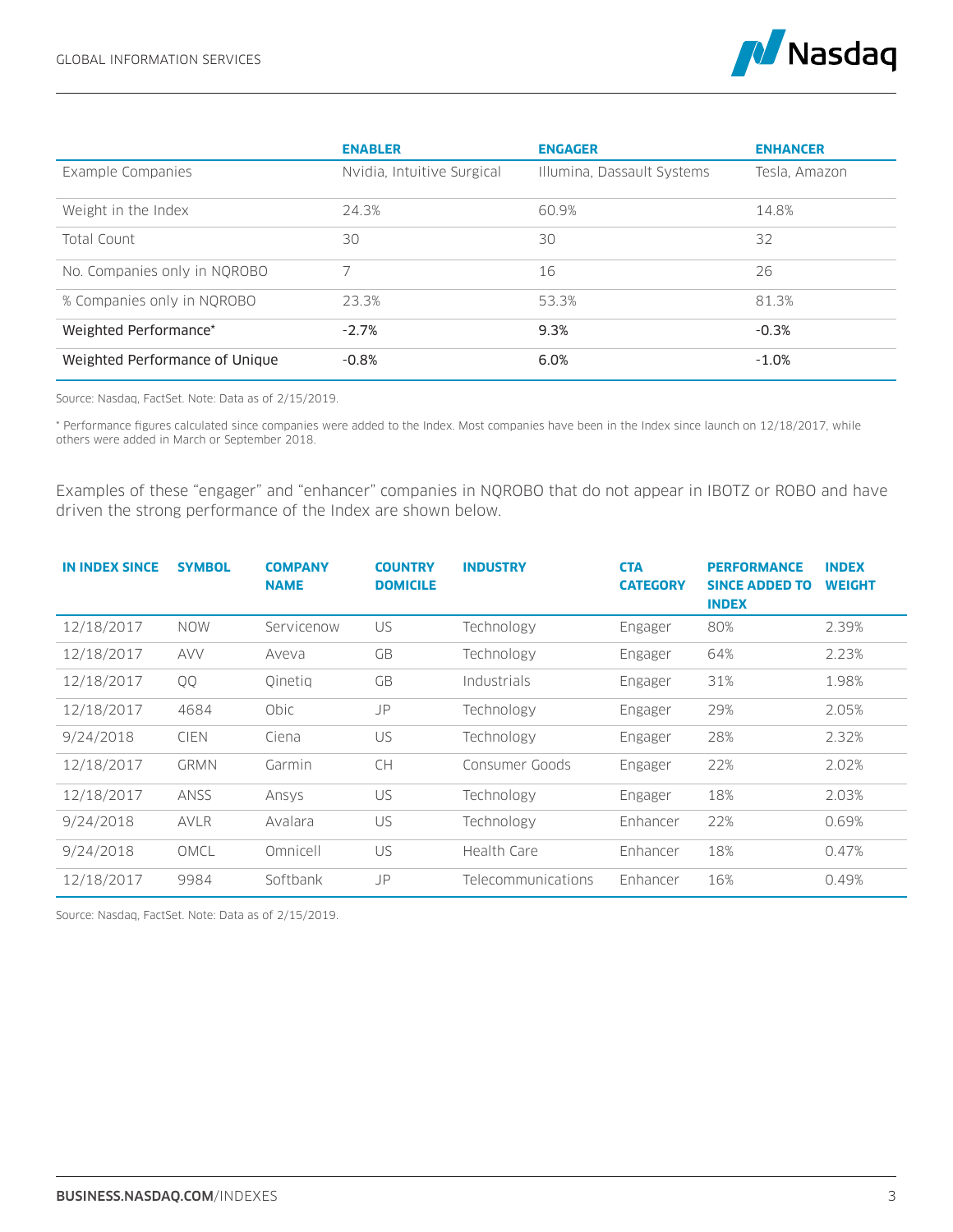| | ENABLER | ENGAGER | ENHANCER |
|---|---|---|---|
| Example Companies | Nvidia, Intuitive Surgical | Illumina, Dassault Systems | Tesla, Amazon |
| Weight in the Index | 24.3% | 60.9% | 14.8% |
| Total Count | 30 | 30 | 32 |
| No. Companies only in NQROBO | 7 | 16 | 26 |
| % Companies only in NQROBO | 23.3% | 53.3% | 81.3% |
| Weighted Performance* | -2.7% | 9.3% | -0.3% |
| Weighted Performance of Unique | -0.8% | 6.0% | -1.0% |

Source: Nasdaq, FactSet. Note: Data as of 2/15/2019.

* Performance figures calculated since companies were added to the Index. Most companies have been in the Index since launch on 12/18/2017, while others were added in March or September 2018.

Examples of these “engager” and “enhancer” companies in NQROBO that do not appear in IBOTZ or ROBO and have driven the strong performance of the Index are shown below.

| IN INDEX SINCE | SYMBOL | COMPANY NAME | COUNTRY DOMICILE | INDUSTRY | CTA CATEGORY | PERFORMANCE SINCE ADDED TO INDEX | INDEX WEIGHT |
|---|---|---|---|---|---|---|---|
| 12/18/2017 | NOW | Servicenow | US | Technology | Engager | 80% | 2.39% |
| 12/18/2017 | AVV | Aveva | GB | Technology | Engager | 64% | 2.23% |
| 12/18/2017 | QQ | Qinetiq | GB | Industrials | Engager | 31% | 1.98% |
| 12/18/2017 | 4684 | Obic | JP | Technology | Engager | 29% | 2.05% |
| 9/24/2018 | CIEN | Ciena | US | Technology | Engager | 28% | 2.32% |
| 12/18/2017 | GRMN | Garmin | CH | Consumer Goods | Engager | 22% | 2.02% |
| 12/18/2017 | ANSS | Ansys | US | Technology | Engager | 18% | 2.03% |
| 9/24/2018 | AVLR | Avalara | US | Technology | Enhancer | 22% | 0.69% |
| 9/24/2018 | OMCL | Omnicell | US | Health Care | Enhancer | 18% | 0.47% |
| 12/18/2017 | 9984 | Softbank | JP | Telecommunications | Enhancer | 16% | 0.49% |

Source: Nasdaq, FactSet. Note: Data as of 2/15/2019.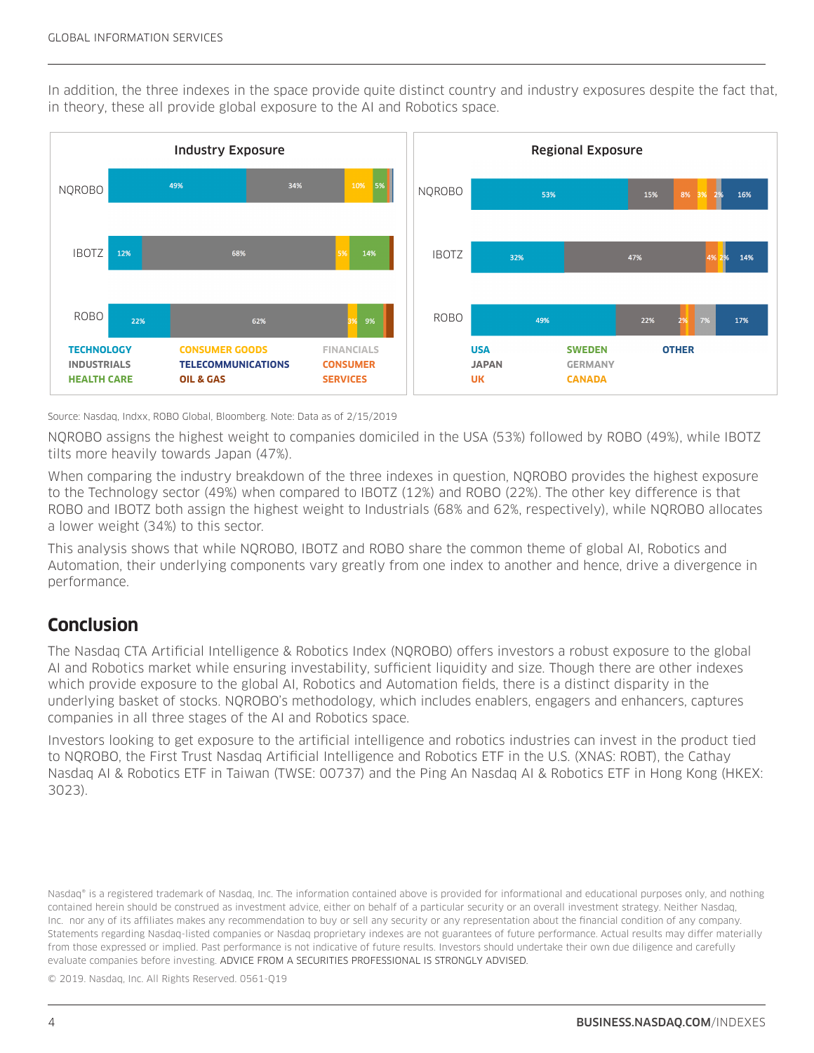In addition, the three indexes in the space provide quite distinct country and industry exposures despite the fact that, in theory, these all provide global exposure to the AI and Robotics space.

Industry Exposure

NQROBO 49% 34% 10% 5%

IBOTZ 12% 68% 5% 14%

ROBO 22% 62% 3% 9%

TECHNOLOGY
CONSUMER GOODS
FINANCIALS
INDUSTRIALS
TELECOMMUNICATIONS
CONSUMER SERVICES
HEALTH CARE
OIL & GAS

Regional Exposure

NQROBO 53% 15% 8% 3% 2% 16%

IBOTZ 32% 47% 4% 2% 14%

ROBO 49% 22% 2% 7% 17%

USA
SWEDEN
OTHER
JAPAN
GERMANY
UK
CANADA

Source: Nasdaq, Indxx, ROBO Global, Bloomberg. Note: Data as of 2/15/2019

NQROBO assigns the highest weight to companies domiciled in the USA (53%) followed by ROBO (49%), while IBOTZ tilts more heavily towards Japan (47%).

When comparing the industry breakdown of the three indexes in question, NQROBO provides the highest exposure to the Technology sector (49%) when compared to IBOTZ (12%) and ROBO (22%). The other key difference is that ROBO and IBOTZ both assign the highest weight to Industrials (68% and 62%, respectively), while NQROBO allocates a lower weight (34%) to this sector.

This analysis shows that while NQROBO, IBOTZ and ROBO share the common theme of global AI, Robotics and Automation, their underlying components vary greatly from one index to another and hence, drive a divergence in performance.

## Conclusion

The Nasdaq CTA Artificial Intelligence & Robotics Index (NQROBO) offers investors a robust exposure to the global AI and Robotics market while ensuring investability, sufficient liquidity and size. Though there are other indexes which provide exposure to the global AI, Robotics and Automation fields, there is a distinct disparity in the underlying basket of stocks. NQROBO's methodology, which includes enablers, engagers and enhancers, captures companies in all three stages of the AI and Robotics space.

Investors looking to get exposure to the artificial intelligence and robotics industries can invest in the product tied to NQROBO, the First Trust Nasdaq Artificial Intelligence and Robotics ETF in the U.S. (XNAS: ROBT), the Cathay Nasdaq AI & Robotics ETF in Taiwan (TWSE: 00737) and the Ping An Nasdaq AI & Robotics ETF in Hong Kong (HKEX: 3023).

Nasdaq® is a registered trademark of Nasdaq, Inc. The information contained above is provided for informational and educational purposes only, and nothing contained herein should be construed as investment advice, either on behalf of a particular security or an overall investment strategy. Neither Nasdaq, Inc. nor any of its affiliates makes any recommendation to buy or sell any security or any representation about the financial condition of any company. Statements regarding Nasdaq-listed companies or Nasdaq proprietary indexes are not guarantees of future performance. Actual results may differ materially from those expressed or implied. Past performance is not indicative of future results. Investors should undertake their own due diligence and carefully evaluate companies before investing. ADVICE FROM A SECURITIES PROFESSIONAL IS STRONGLY ADVISED.

© 2019. Nasdaq, Inc. All Rights Reserved. 0561-Q19